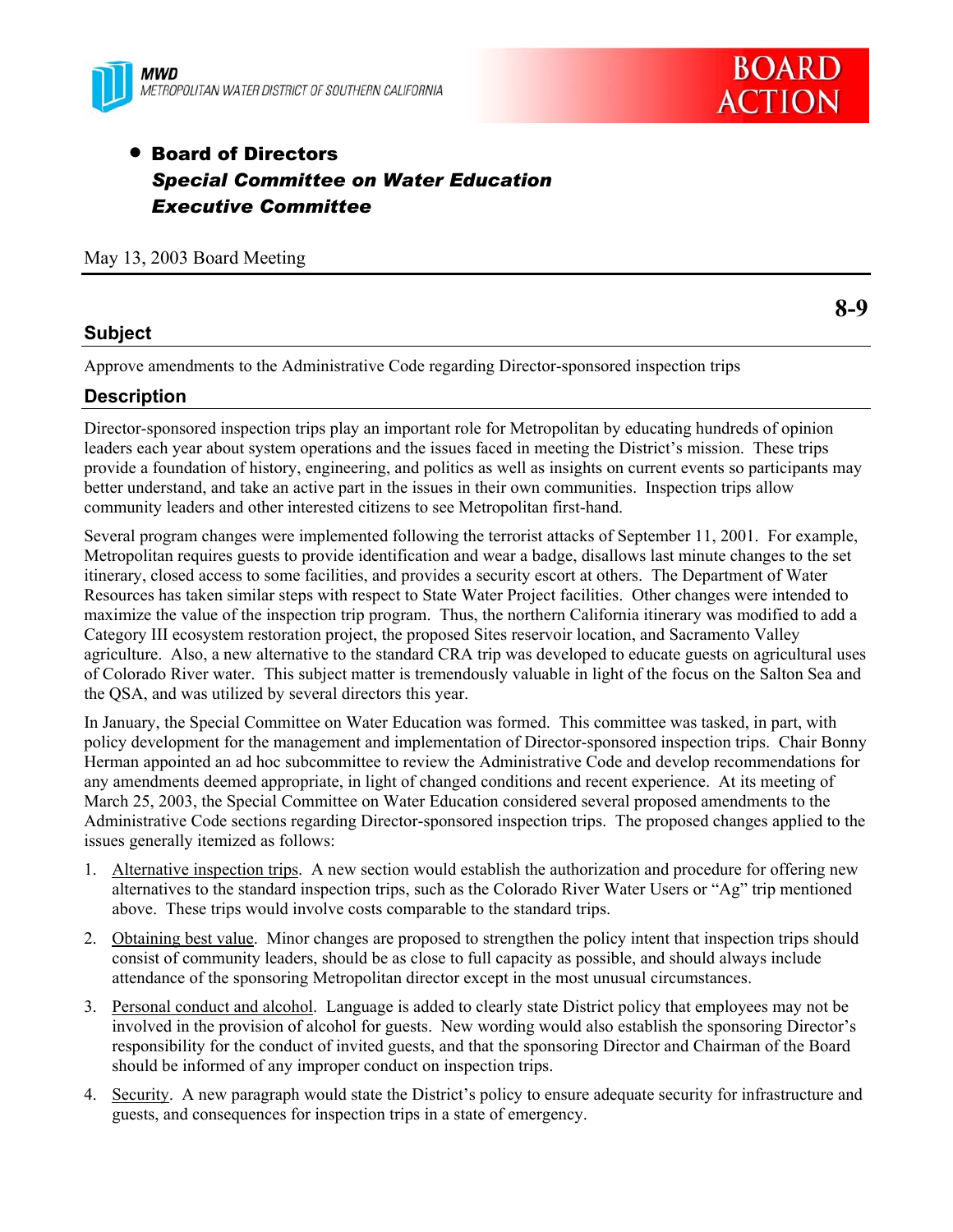MWD
METROPOLITAN WATER DISTRICT OF SOUTHERN CALIFORNIA

BOARD ACTION

- **Board of Directors**
  ***Special Committee on Water Education***
  ***Executive Committee***

May 13, 2003 Board Meeting

**8-9**

## Subject

Approve amendments to the Administrative Code regarding Director-sponsored inspection trips

## Description

Director-sponsored inspection trips play an important role for Metropolitan by educating hundreds of opinion leaders each year about system operations and the issues faced in meeting the District's mission. These trips provide a foundation of history, engineering, and politics as well as insights on current events so participants may better understand, and take an active part in the issues in their own communities. Inspection trips allow community leaders and other interested citizens to see Metropolitan first-hand.

Several program changes were implemented following the terrorist attacks of September 11, 2001. For example, Metropolitan requires guests to provide identification and wear a badge, disallows last minute changes to the set itinerary, closed access to some facilities, and provides a security escort at others. The Department of Water Resources has taken similar steps with respect to State Water Project facilities. Other changes were intended to maximize the value of the inspection trip program. Thus, the northern California itinerary was modified to add a Category III ecosystem restoration project, the proposed Sites reservoir location, and Sacramento Valley agriculture. Also, a new alternative to the standard CRA trip was developed to educate guests on agricultural uses of Colorado River water. This subject matter is tremendously valuable in light of the focus on the Salton Sea and the QSA, and was utilized by several directors this year.

In January, the Special Committee on Water Education was formed. This committee was tasked, in part, with policy development for the management and implementation of Director-sponsored inspection trips. Chair Bonny Herman appointed an ad hoc subcommittee to review the Administrative Code and develop recommendations for any amendments deemed appropriate, in light of changed conditions and recent experience. At its meeting of March 25, 2003, the Special Committee on Water Education considered several proposed amendments to the Administrative Code sections regarding Director-sponsored inspection trips. The proposed changes applied to the issues generally itemized as follows:

1. Alternative inspection trips. A new section would establish the authorization and procedure for offering new alternatives to the standard inspection trips, such as the Colorado River Water Users or "Ag" trip mentioned above. These trips would involve costs comparable to the standard trips.
2. Obtaining best value. Minor changes are proposed to strengthen the policy intent that inspection trips should consist of community leaders, should be as close to full capacity as possible, and should always include attendance of the sponsoring Metropolitan director except in the most unusual circumstances.
3. Personal conduct and alcohol. Language is added to clearly state District policy that employees may not be involved in the provision of alcohol for guests. New wording would also establish the sponsoring Director's responsibility for the conduct of invited guests, and that the sponsoring Director and Chairman of the Board should be informed of any improper conduct on inspection trips.
4. Security. A new paragraph would state the District's policy to ensure adequate security for infrastructure and guests, and consequences for inspection trips in a state of emergency.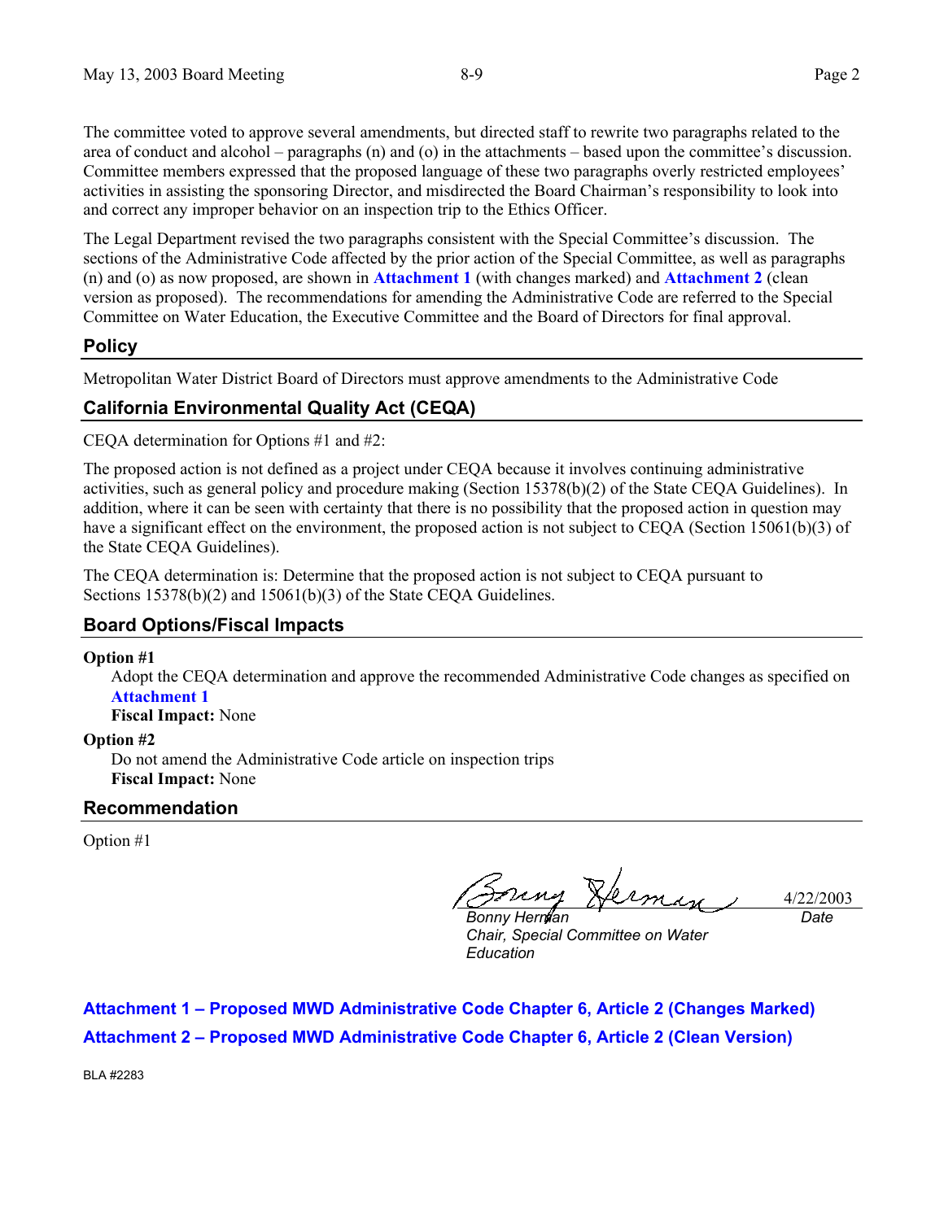The committee voted to approve several amendments, but directed staff to rewrite two paragraphs related to the area of conduct and alcohol – paragraphs (n) and (o) in the attachments – based upon the committee's discussion. Committee members expressed that the proposed language of these two paragraphs overly restricted employees' activities in assisting the sponsoring Director, and misdirected the Board Chairman's responsibility to look into and correct any improper behavior on an inspection trip to the Ethics Officer.

The Legal Department revised the two paragraphs consistent with the Special Committee's discussion. The sections of the Administrative Code affected by the prior action of the Special Committee, as well as paragraphs (n) and (o) as now proposed, are shown in **Attachment 1** (with changes marked) and **Attachment 2** (clean version as proposed). The recommendations for amending the Administrative Code are referred to the Special Committee on Water Education, the Executive Committee and the Board of Directors for final approval.

## Policy

Metropolitan Water District Board of Directors must approve amendments to the Administrative Code

## California Environmental Quality Act (CEQA)

CEQA determination for Options #1 and #2:

The proposed action is not defined as a project under CEQA because it involves continuing administrative activities, such as general policy and procedure making (Section 15378(b)(2) of the State CEQA Guidelines). In addition, where it can be seen with certainty that there is no possibility that the proposed action in question may have a significant effect on the environment, the proposed action is not subject to CEQA (Section 15061(b)(3) of the State CEQA Guidelines).

The CEQA determination is: Determine that the proposed action is not subject to CEQA pursuant to Sections 15378(b)(2) and 15061(b)(3) of the State CEQA Guidelines.

## Board Options/Fiscal Impacts

**Option #1**

Adopt the CEQA determination and approve the recommended Administrative Code changes as specified on **Attachment 1**

**Fiscal Impact:** None

**Option #2**

Do not amend the Administrative Code article on inspection trips

**Fiscal Impact:** None

## Recommendation

Option #1

*Bonny Herman* — 4/22/2003

*Bonny Herman*
*Chair, Special Committee on Water Education*

*Date*

**Attachment 1 – Proposed MWD Administrative Code Chapter 6, Article 2 (Changes Marked)**

**Attachment 2 – Proposed MWD Administrative Code Chapter 6, Article 2 (Clean Version)**

BLA #2283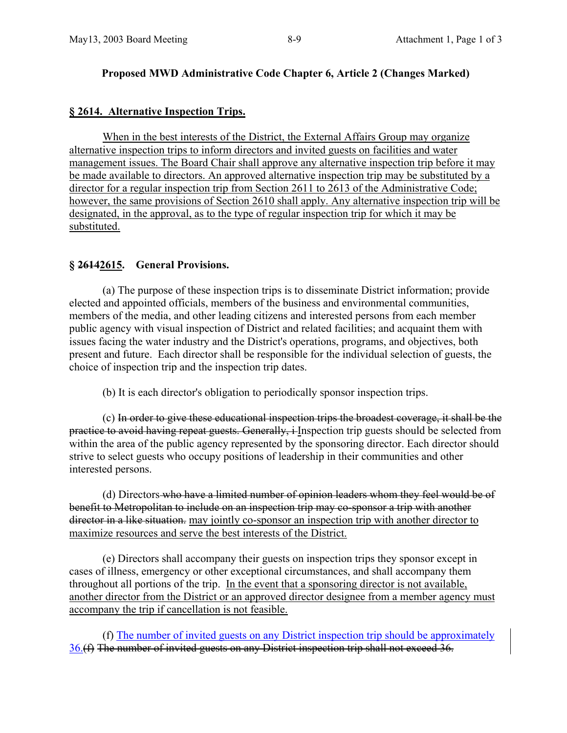## Proposed MWD Administrative Code Chapter 6, Article 2 (Changes Marked)

### <u>§ 2614. Alternative Inspection Trips.</u>

<u>When in the best interests of the District, the External Affairs Group may organize alternative inspection trips to inform directors and invited guests on facilities and water management issues. The Board Chair shall approve any alternative inspection trip before it may be made available to directors. An approved alternative inspection trip may be substituted by a director for a regular inspection trip from Section 2611 to 2613 of the Administrative Code; however, the same provisions of Section 2610 shall apply. Any alternative inspection trip will be designated, in the approval, as to the type of regular inspection trip for which it may be substituted.</u>

### § ~~2614~~<u>2615</u>. General Provisions.

(a) The purpose of these inspection trips is to disseminate District information; provide elected and appointed officials, members of the business and environmental communities, members of the media, and other leading citizens and interested persons from each member public agency with visual inspection of District and related facilities; and acquaint them with issues facing the water industry and the District's operations, programs, and objectives, both present and future. Each director shall be responsible for the individual selection of guests, the choice of inspection trip and the inspection trip dates.

(b) It is each director's obligation to periodically sponsor inspection trips.

(c) ~~In order to give these educational inspection trips the broadest coverage, it shall be the practice to avoid having repeat guests. Generally, i~~<u>I</u>nspection trip guests should be selected from within the area of the public agency represented by the sponsoring director. Each director should strive to select guests who occupy positions of leadership in their communities and other interested persons.

(d) Directors ~~who have a limited number of opinion leaders whom they feel would be of benefit to Metropolitan to include on an inspection trip may co-sponsor a trip with another director in a like situation.~~ <u>may jointly co-sponsor an inspection trip with another director to maximize resources and serve the best interests of the District.</u>

(e) Directors shall accompany their guests on inspection trips they sponsor except in cases of illness, emergency or other exceptional circumstances, and shall accompany them throughout all portions of the trip. <u>In the event that a sponsoring director is not available, another director from the District or an approved director designee from a member agency must accompany the trip if cancellation is not feasible.</u>

(f) <u>The number of invited guests on any District inspection trip should be approximately 36.</u>~~(f) The number of invited guests on any District inspection trip shall not exceed 36.~~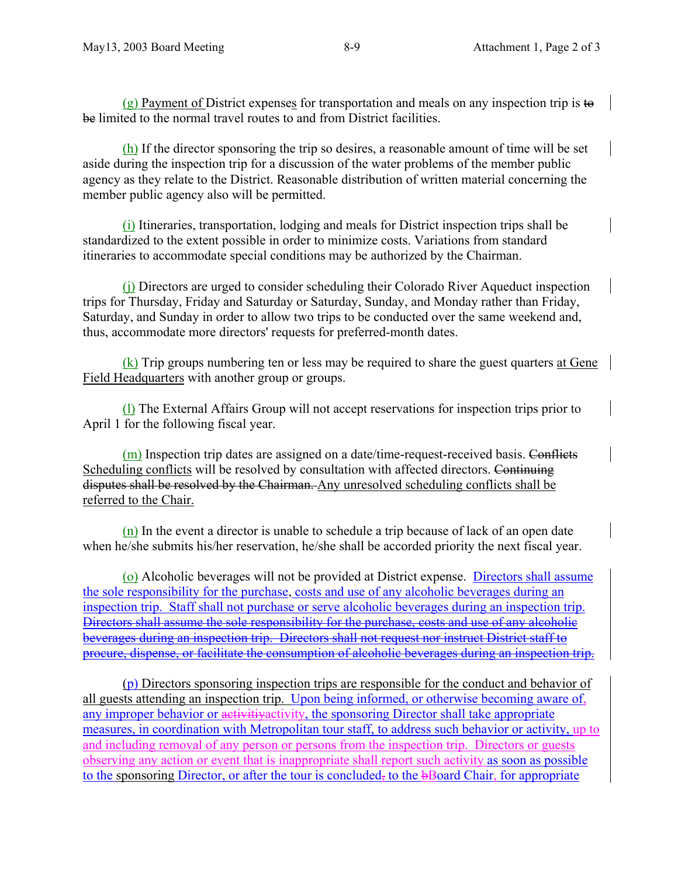(g) Payment of District expenses for transportation and meals on any inspection trip is ~~to be~~ limited to the normal travel routes to and from District facilities.

(h) If the director sponsoring the trip so desires, a reasonable amount of time will be set aside during the inspection trip for a discussion of the water problems of the member public agency as they relate to the District. Reasonable distribution of written material concerning the member public agency also will be permitted.

(i) Itineraries, transportation, lodging and meals for District inspection trips shall be standardized to the extent possible in order to minimize costs. Variations from standard itineraries to accommodate special conditions may be authorized by the Chairman.

(j) Directors are urged to consider scheduling their Colorado River Aqueduct inspection trips for Thursday, Friday and Saturday or Saturday, Sunday, and Monday rather than Friday, Saturday, and Sunday in order to allow two trips to be conducted over the same weekend and, thus, accommodate more directors' requests for preferred-month dates.

(k) Trip groups numbering ten or less may be required to share the guest quarters at Gene Field Headquarters with another group or groups.

(l) The External Affairs Group will not accept reservations for inspection trips prior to April 1 for the following fiscal year.

(m) Inspection trip dates are assigned on a date/time-request-received basis. ~~Conflicts~~ Scheduling conflicts will be resolved by consultation with affected directors. ~~Continuing disputes shall be resolved by the Chairman.~~ Any unresolved scheduling conflicts shall be referred to the Chair.

(n) In the event a director is unable to schedule a trip because of lack of an open date when he/she submits his/her reservation, he/she shall be accorded priority the next fiscal year.

(o) Alcoholic beverages will not be provided at District expense. Directors shall assume the sole responsibility for the purchase, costs and use of any alcoholic beverages during an inspection trip. Staff shall not purchase or serve alcoholic beverages during an inspection trip. ~~Directors shall assume the sole responsibility for the purchase, costs and use of any alcoholic beverages during an inspection trip. Directors shall not request nor instruct District staff to procure, dispense, or facilitate the consumption of alcoholic beverages during an inspection trip.~~

(p) Directors sponsoring inspection trips are responsible for the conduct and behavior of all guests attending an inspection trip. Upon being informed, or otherwise becoming aware of, any improper behavior or ~~activitiy~~activity, the sponsoring Director shall take appropriate measures, in coordination with Metropolitan tour staff, to address such behavior or activity, up to and including removal of any person or persons from the inspection trip. Directors or guests observing any action or event that is inappropriate shall report such activity as soon as possible to the sponsoring Director, or after the tour is concluded~~,~~ to the ~~b~~Board Chair, for appropriate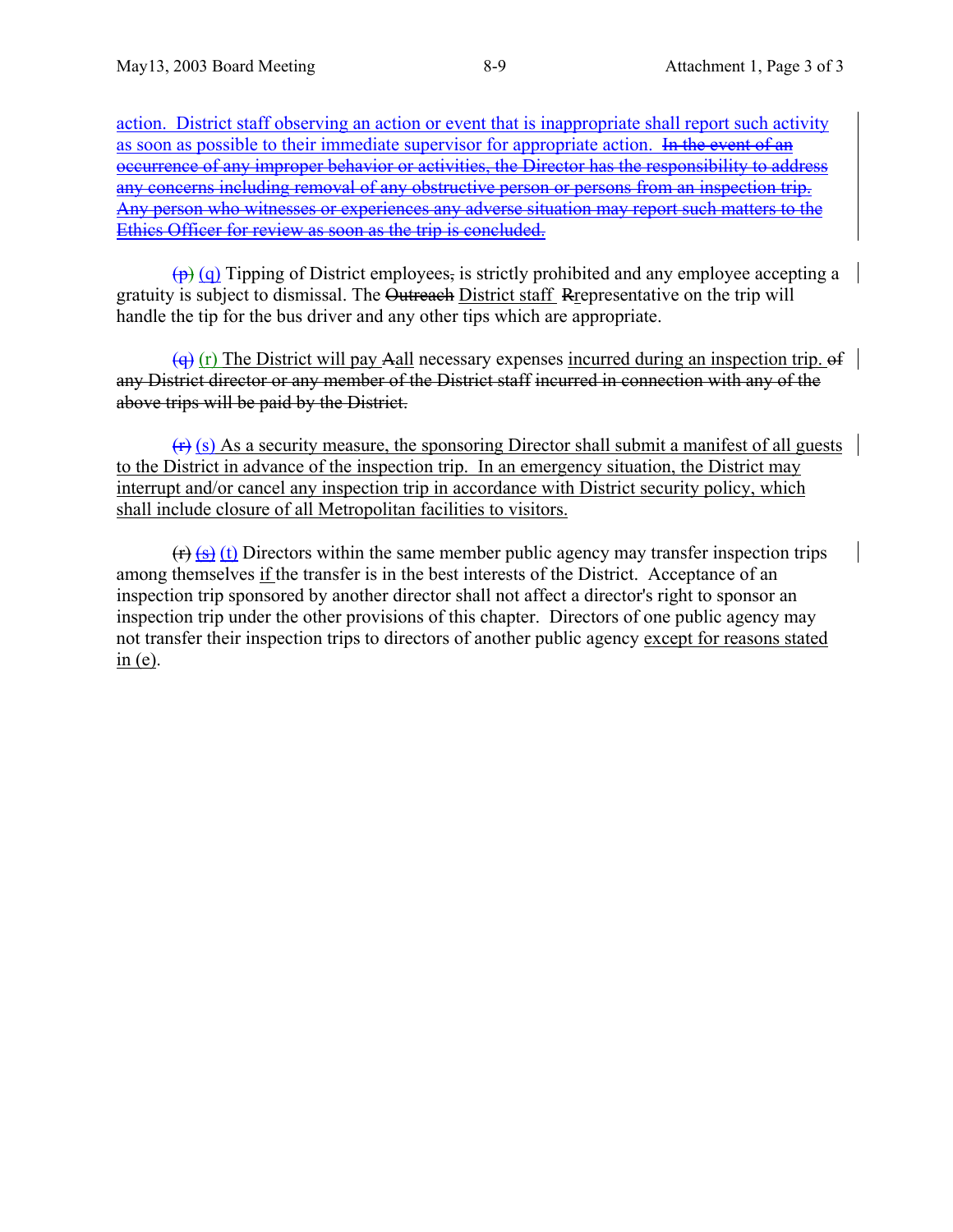action. District staff observing an action or event that is inappropriate shall report such activity as soon as possible to their immediate supervisor for appropriate action. ~~In the event of an occurrence of any improper behavior or activities, the Director has the responsibility to address any concerns including removal of any obstructive person or persons from an inspection trip. Any person who witnesses or experiences any adverse situation may report such matters to the Ethics Officer for review as soon as the trip is concluded.~~

~~(p)~~ (q) Tipping of District employees~~,~~ is strictly prohibited and any employee accepting a gratuity is subject to dismissal. The ~~Outreach~~ District staff ~~R~~representative on the trip will handle the tip for the bus driver and any other tips which are appropriate.

~~(q)~~ (r) The District will pay ~~A~~all necessary expenses incurred during an inspection trip. ~~of any District director or any member of the District staff incurred in connection with any of the above trips will be paid by the District.~~

~~(r)~~ (s) As a security measure, the sponsoring Director shall submit a manifest of all guests to the District in advance of the inspection trip. In an emergency situation, the District may interrupt and/or cancel any inspection trip in accordance with District security policy, which shall include closure of all Metropolitan facilities to visitors.

~~(r)~~ ~~(s)~~ (t) Directors within the same member public agency may transfer inspection trips among themselves if the transfer is in the best interests of the District. Acceptance of an inspection trip sponsored by another director shall not affect a director's right to sponsor an inspection trip under the other provisions of this chapter. Directors of one public agency may not transfer their inspection trips to directors of another public agency except for reasons stated in (e).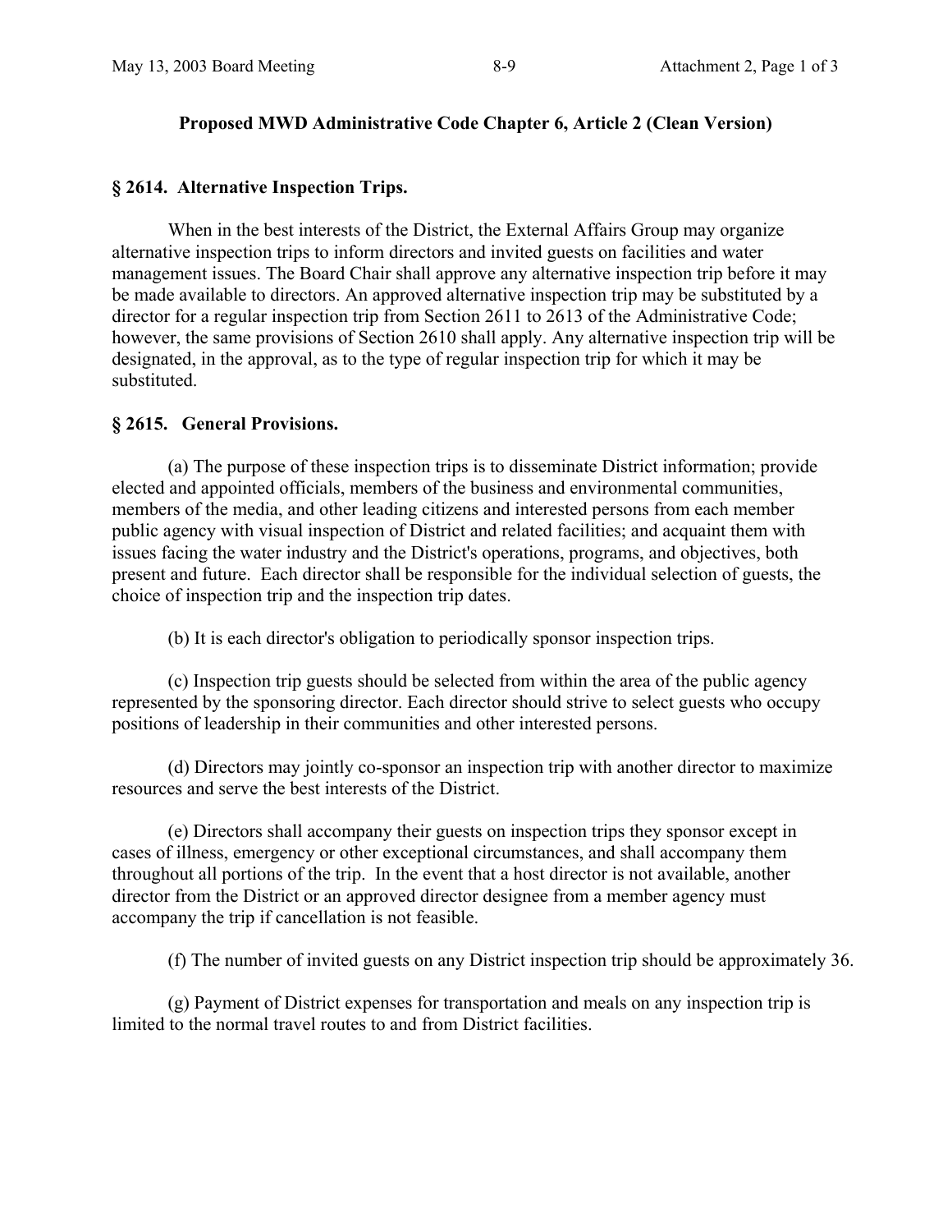**Proposed MWD Administrative Code Chapter 6, Article 2 (Clean Version)**

## § 2614. Alternative Inspection Trips.

When in the best interests of the District, the External Affairs Group may organize alternative inspection trips to inform directors and invited guests on facilities and water management issues. The Board Chair shall approve any alternative inspection trip before it may be made available to directors. An approved alternative inspection trip may be substituted by a director for a regular inspection trip from Section 2611 to 2613 of the Administrative Code; however, the same provisions of Section 2610 shall apply. Any alternative inspection trip will be designated, in the approval, as to the type of regular inspection trip for which it may be substituted.

## § 2615. General Provisions.

(a) The purpose of these inspection trips is to disseminate District information; provide elected and appointed officials, members of the business and environmental communities, members of the media, and other leading citizens and interested persons from each member public agency with visual inspection of District and related facilities; and acquaint them with issues facing the water industry and the District's operations, programs, and objectives, both present and future. Each director shall be responsible for the individual selection of guests, the choice of inspection trip and the inspection trip dates.

(b) It is each director's obligation to periodically sponsor inspection trips.

(c) Inspection trip guests should be selected from within the area of the public agency represented by the sponsoring director. Each director should strive to select guests who occupy positions of leadership in their communities and other interested persons.

(d) Directors may jointly co-sponsor an inspection trip with another director to maximize resources and serve the best interests of the District.

(e) Directors shall accompany their guests on inspection trips they sponsor except in cases of illness, emergency or other exceptional circumstances, and shall accompany them throughout all portions of the trip. In the event that a host director is not available, another director from the District or an approved director designee from a member agency must accompany the trip if cancellation is not feasible.

(f) The number of invited guests on any District inspection trip should be approximately 36.

(g) Payment of District expenses for transportation and meals on any inspection trip is limited to the normal travel routes to and from District facilities.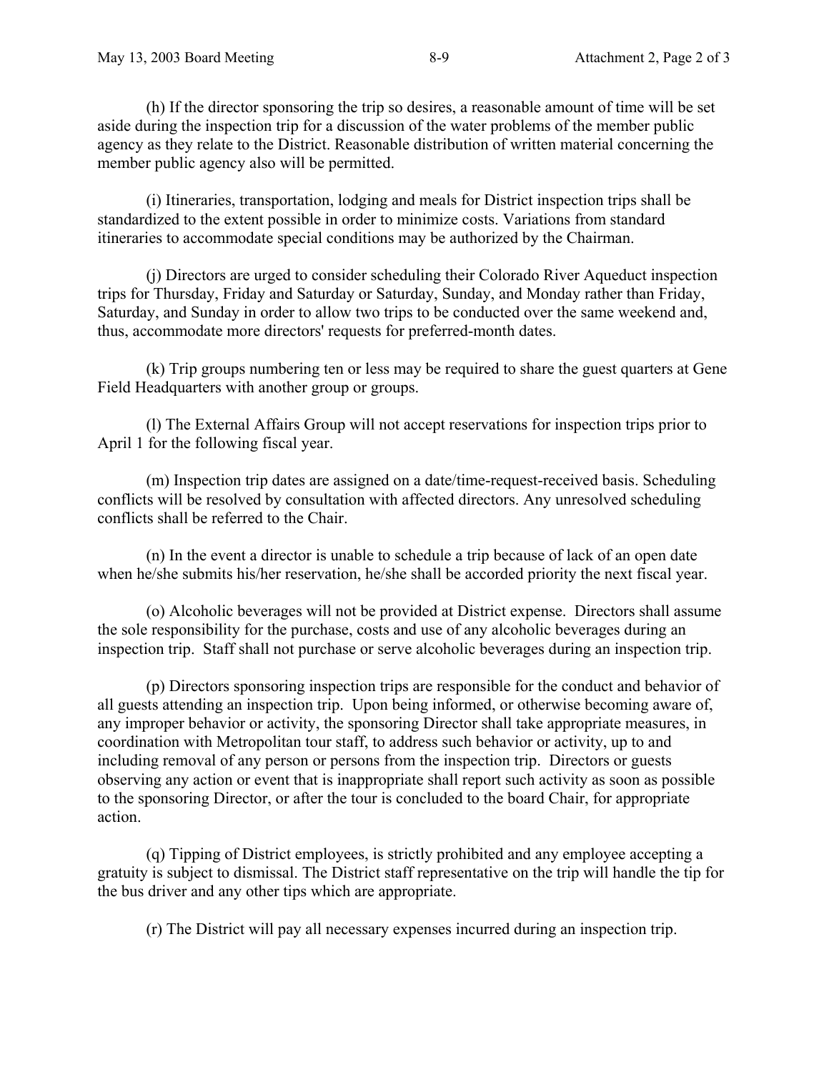(h) If the director sponsoring the trip so desires, a reasonable amount of time will be set aside during the inspection trip for a discussion of the water problems of the member public agency as they relate to the District. Reasonable distribution of written material concerning the member public agency also will be permitted.

(i) Itineraries, transportation, lodging and meals for District inspection trips shall be standardized to the extent possible in order to minimize costs. Variations from standard itineraries to accommodate special conditions may be authorized by the Chairman.

(j) Directors are urged to consider scheduling their Colorado River Aqueduct inspection trips for Thursday, Friday and Saturday or Saturday, Sunday, and Monday rather than Friday, Saturday, and Sunday in order to allow two trips to be conducted over the same weekend and, thus, accommodate more directors' requests for preferred-month dates.

(k) Trip groups numbering ten or less may be required to share the guest quarters at Gene Field Headquarters with another group or groups.

(l) The External Affairs Group will not accept reservations for inspection trips prior to April 1 for the following fiscal year.

(m) Inspection trip dates are assigned on a date/time-request-received basis. Scheduling conflicts will be resolved by consultation with affected directors. Any unresolved scheduling conflicts shall be referred to the Chair.

(n) In the event a director is unable to schedule a trip because of lack of an open date when he/she submits his/her reservation, he/she shall be accorded priority the next fiscal year.

(o) Alcoholic beverages will not be provided at District expense. Directors shall assume the sole responsibility for the purchase, costs and use of any alcoholic beverages during an inspection trip. Staff shall not purchase or serve alcoholic beverages during an inspection trip.

(p) Directors sponsoring inspection trips are responsible for the conduct and behavior of all guests attending an inspection trip. Upon being informed, or otherwise becoming aware of, any improper behavior or activity, the sponsoring Director shall take appropriate measures, in coordination with Metropolitan tour staff, to address such behavior or activity, up to and including removal of any person or persons from the inspection trip. Directors or guests observing any action or event that is inappropriate shall report such activity as soon as possible to the sponsoring Director, or after the tour is concluded to the board Chair, for appropriate action.

(q) Tipping of District employees, is strictly prohibited and any employee accepting a gratuity is subject to dismissal. The District staff representative on the trip will handle the tip for the bus driver and any other tips which are appropriate.

(r) The District will pay all necessary expenses incurred during an inspection trip.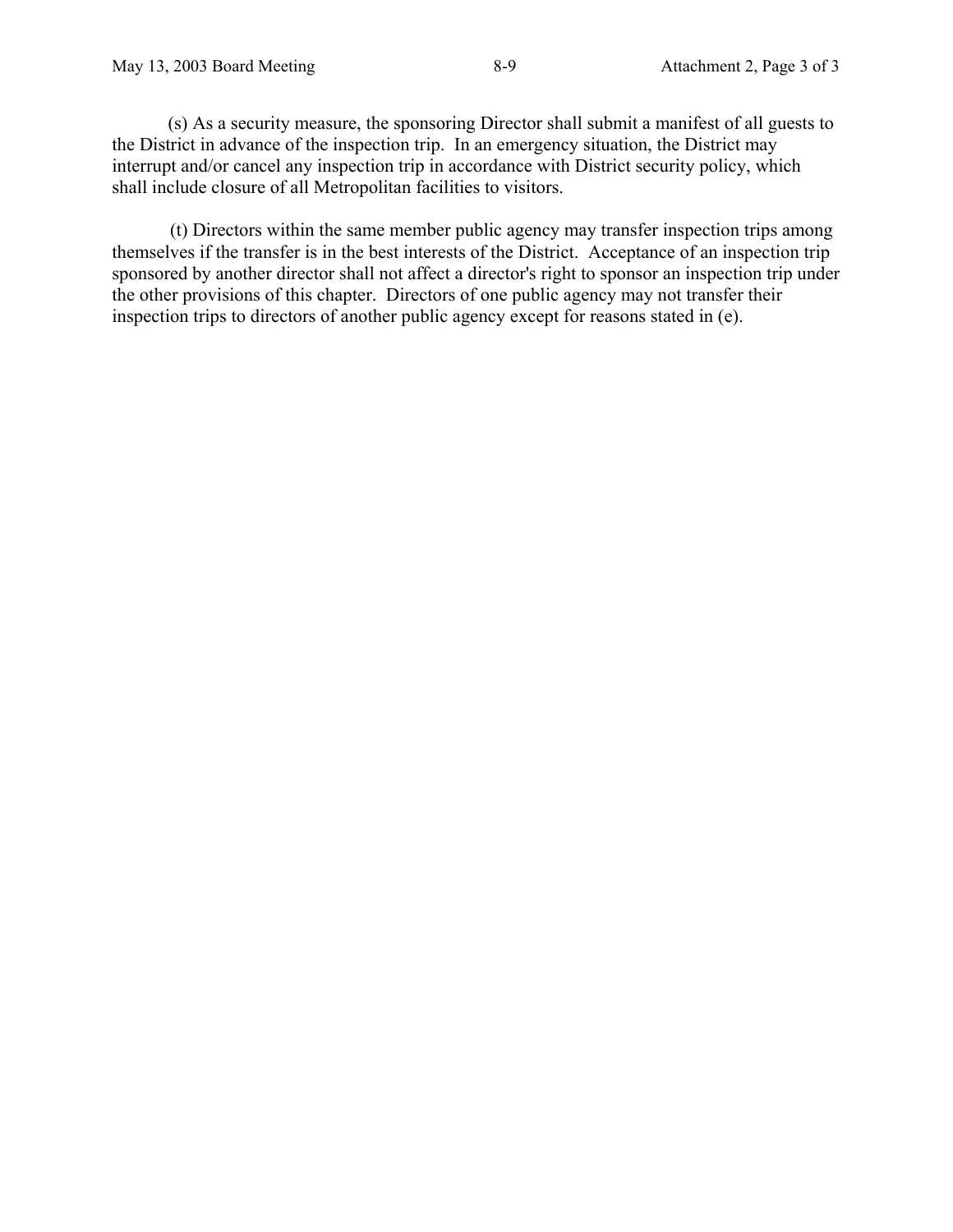(s) As a security measure, the sponsoring Director shall submit a manifest of all guests to the District in advance of the inspection trip. In an emergency situation, the District may interrupt and/or cancel any inspection trip in accordance with District security policy, which shall include closure of all Metropolitan facilities to visitors.

(t) Directors within the same member public agency may transfer inspection trips among themselves if the transfer is in the best interests of the District. Acceptance of an inspection trip sponsored by another director shall not affect a director's right to sponsor an inspection trip under the other provisions of this chapter. Directors of one public agency may not transfer their inspection trips to directors of another public agency except for reasons stated in (e).